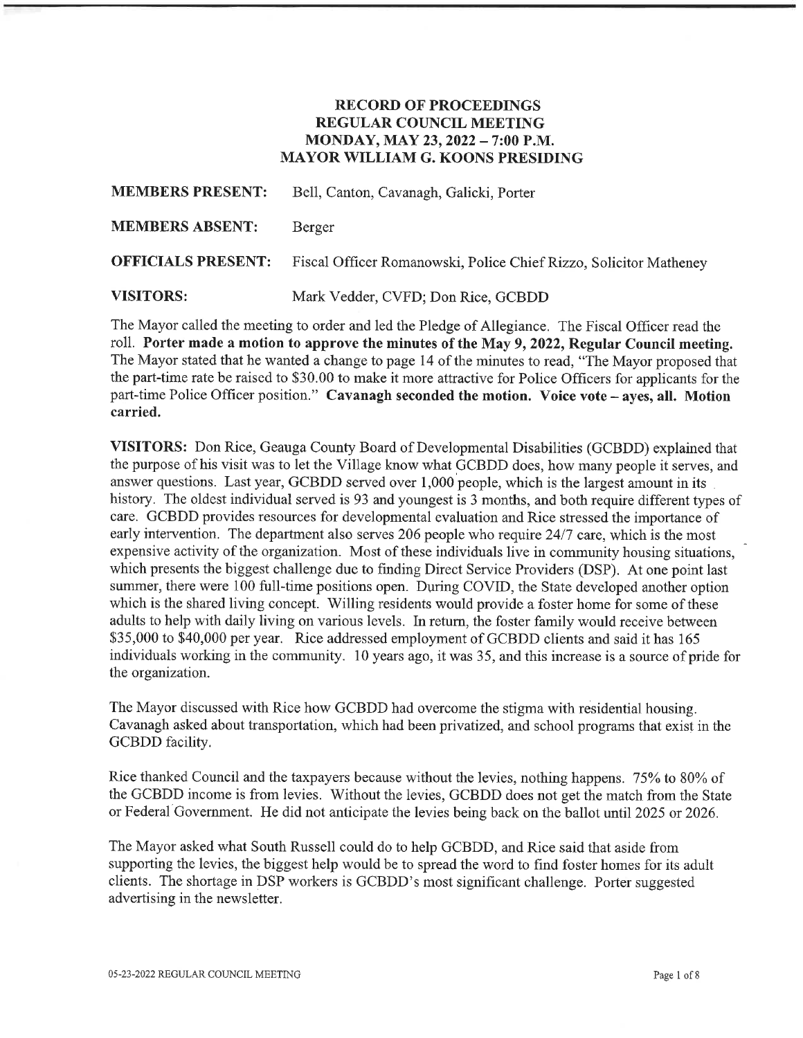# RECORD OF PROCEEDINGS
# REGULAR COUNCIL MEETING
# MONDAY, MAY 23, 2022 – 7:00 P.M.
# MAYOR WILLIAM G. KOONS PRESIDING

**MEMBERS PRESENT:** Bell, Canton, Cavanagh, Galicki, Porter

**MEMBERS ABSENT:** Berger

**OFFICIALS PRESENT:** Fiscal Officer Romanowski, Police Chief Rizzo, Solicitor Matheney

**VISITORS:** Mark Vedder, CVFD; Don Rice, GCBDD

The Mayor called the meeting to order and led the Pledge of Allegiance. The Fiscal Officer read the roll. **Porter made a motion to approve the minutes of the May 9, 2022, Regular Council meeting.** The Mayor stated that he wanted a change to page 14 of the minutes to read, "The Mayor proposed that the part-time rate be raised to $30.00 to make it more attractive for Police Officers for applicants for the part-time Police Officer position." **Cavanagh seconded the motion. Voice vote – ayes, all. Motion carried.**

**VISITORS:** Don Rice, Geauga County Board of Developmental Disabilities (GCBDD) explained that the purpose of his visit was to let the Village know what GCBDD does, how many people it serves, and answer questions. Last year, GCBDD served over 1,000 people, which is the largest amount in its history. The oldest individual served is 93 and youngest is 3 months, and both require different types of care. GCBDD provides resources for developmental evaluation and Rice stressed the importance of early intervention. The department also serves 206 people who require 24/7 care, which is the most expensive activity of the organization. Most of these individuals live in community housing situations, which presents the biggest challenge due to finding Direct Service Providers (DSP). At one point last summer, there were 100 full-time positions open. During COVID, the State developed another option which is the shared living concept. Willing residents would provide a foster home for some of these adults to help with daily living on various levels. In return, the foster family would receive between $35,000 to $40,000 per year. Rice addressed employment of GCBDD clients and said it has 165 individuals working in the community. 10 years ago, it was 35, and this increase is a source of pride for the organization.

The Mayor discussed with Rice how GCBDD had overcome the stigma with residential housing. Cavanagh asked about transportation, which had been privatized, and school programs that exist in the GCBDD facility.

Rice thanked Council and the taxpayers because without the levies, nothing happens. 75% to 80% of the GCBDD income is from levies. Without the levies, GCBDD does not get the match from the State or Federal Government. He did not anticipate the levies being back on the ballot until 2025 or 2026.

The Mayor asked what South Russell could do to help GCBDD, and Rice said that aside from supporting the levies, the biggest help would be to spread the word to find foster homes for its adult clients. The shortage in DSP workers is GCBDD's most significant challenge. Porter suggested advertising in the newsletter.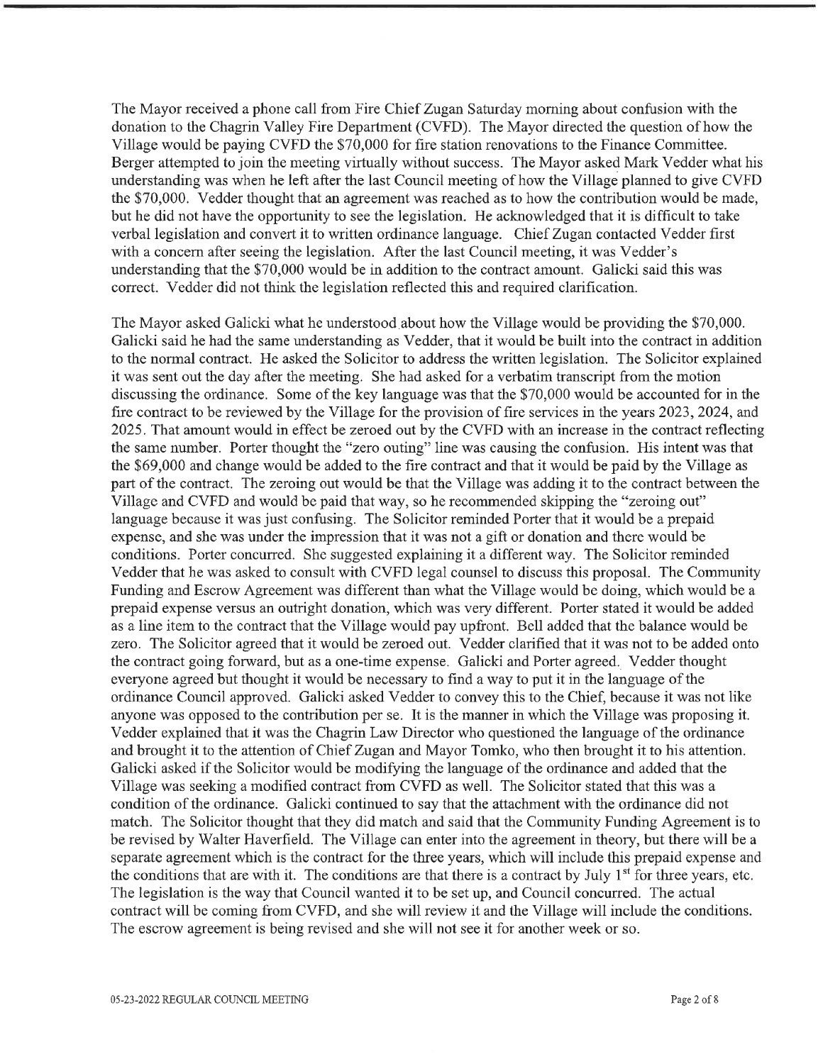The Mayor received a phone call from Fire Chief Zugan Saturday morning about confusion with the donation to the Chagrin Valley Fire Department (CVFD). The Mayor directed the question of how the Village would be paying CVFD the $70,000 for fire station renovations to the Finance Committee. Berger attempted to join the meeting virtually without success. The Mayor asked Mark Vedder what his understanding was when he left after the last Council meeting of how the Village planned to give CVFD the $70,000. Vedder thought that an agreement was reached as to how the contribution would be made, but he did not have the opportunity to see the legislation. He acknowledged that it is difficult to take verbal legislation and convert it to written ordinance language. Chief Zugan contacted Vedder first with a concern after seeing the legislation. After the last Council meeting, it was Vedder's understanding that the $70,000 would be in addition to the contract amount. Galicki said this was correct. Vedder did not think the legislation reflected this and required clarification.

The Mayor asked Galicki what he understood about how the Village would be providing the $70,000. Galicki said he had the same understanding as Vedder, that it would be built into the contract in addition to the normal contract. He asked the Solicitor to address the written legislation. The Solicitor explained it was sent out the day after the meeting. She had asked for a verbatim transcript from the motion discussing the ordinance. Some of the key language was that the $70,000 would be accounted for in the fire contract to be reviewed by the Village for the provision of fire services in the years 2023, 2024, and 2025. That amount would in effect be zeroed out by the CVFD with an increase in the contract reflecting the same number. Porter thought the "zero outing" line was causing the confusion. His intent was that the $69,000 and change would be added to the fire contract and that it would be paid by the Village as part of the contract. The zeroing out would be that the Village was adding it to the contract between the Village and CVFD and would be paid that way, so he recommended skipping the "zeroing out" language because it was just confusing. The Solicitor reminded Porter that it would be a prepaid expense, and she was under the impression that it was not a gift or donation and there would be conditions. Porter concurred. She suggested explaining it a different way. The Solicitor reminded Vedder that he was asked to consult with CVFD legal counsel to discuss this proposal. The Community Funding and Escrow Agreement was different than what the Village would be doing, which would be a prepaid expense versus an outright donation, which was very different. Porter stated it would be added as a line item to the contract that the Village would pay upfront. Bell added that the balance would be zero. The Solicitor agreed that it would be zeroed out. Vedder clarified that it was not to be added onto the contract going forward, but as a one-time expense. Galicki and Porter agreed. Vedder thought everyone agreed but thought it would be necessary to find a way to put it in the language of the ordinance Council approved. Galicki asked Vedder to convey this to the Chief, because it was not like anyone was opposed to the contribution per se. It is the manner in which the Village was proposing it. Vedder explained that it was the Chagrin Law Director who questioned the language of the ordinance and brought it to the attention of Chief Zugan and Mayor Tomko, who then brought it to his attention. Galicki asked if the Solicitor would be modifying the language of the ordinance and added that the Village was seeking a modified contract from CVFD as well. The Solicitor stated that this was a condition of the ordinance. Galicki continued to say that the attachment with the ordinance did not match. The Solicitor thought that they did match and said that the Community Funding Agreement is to be revised by Walter Haverfield. The Village can enter into the agreement in theory, but there will be a separate agreement which is the contract for the three years, which will include this prepaid expense and the conditions that are with it. The conditions are that there is a contract by July 1st for three years, etc. The legislation is the way that Council wanted it to be set up, and Council concurred. The actual contract will be coming from CVFD, and she will review it and the Village will include the conditions. The escrow agreement is being revised and she will not see it for another week or so.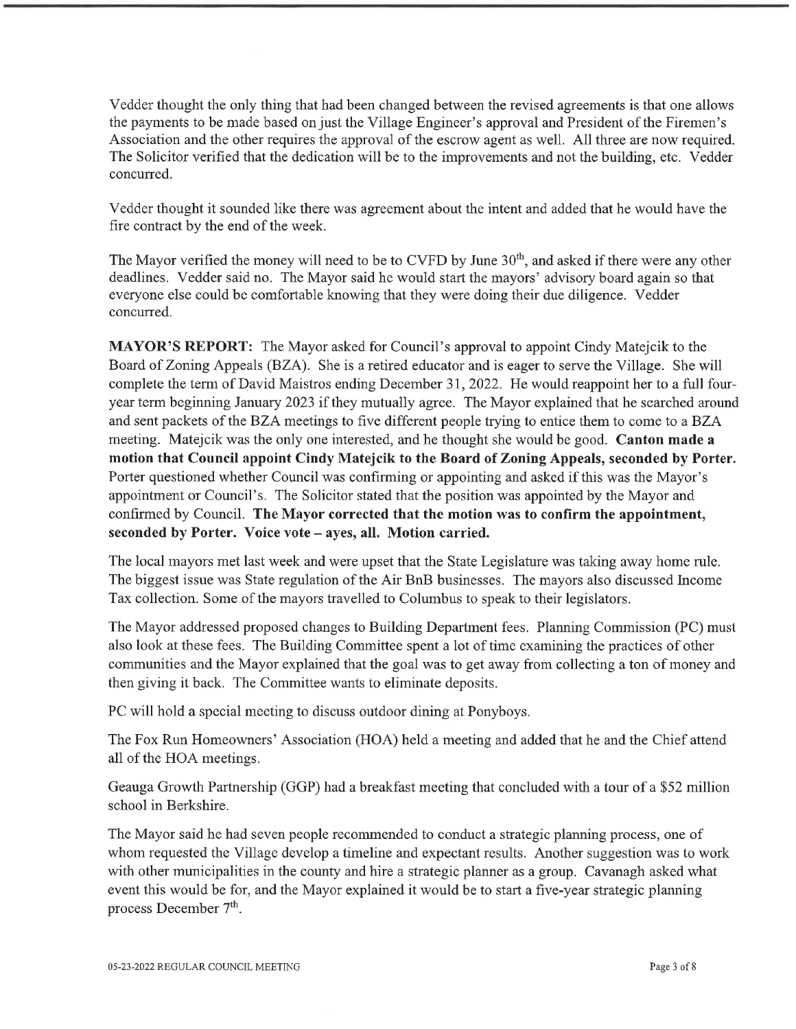Vedder thought the only thing that had been changed between the revised agreements is that one allows the payments to be made based on just the Village Engineer's approval and President of the Firemen's Association and the other requires the approval of the escrow agent as well. All three are now required. The Solicitor verified that the dedication will be to the improvements and not the building, etc. Vedder concurred.

Vedder thought it sounded like there was agreement about the intent and added that he would have the fire contract by the end of the week.

The Mayor verified the money will need to be to CVFD by June 30th, and asked if there were any other deadlines. Vedder said no. The Mayor said he would start the mayors' advisory board again so that everyone else could be comfortable knowing that they were doing their due diligence. Vedder concurred.

**MAYOR'S REPORT:** The Mayor asked for Council's approval to appoint Cindy Matejcik to the Board of Zoning Appeals (BZA). She is a retired educator and is eager to serve the Village. She will complete the term of David Maistros ending December 31, 2022. He would reappoint her to a full four-year term beginning January 2023 if they mutually agree. The Mayor explained that he searched around and sent packets of the BZA meetings to five different people trying to entice them to come to a BZA meeting. Matejcik was the only one interested, and he thought she would be good. **Canton made a motion that Council appoint Cindy Matejcik to the Board of Zoning Appeals, seconded by Porter.** Porter questioned whether Council was confirming or appointing and asked if this was the Mayor's appointment or Council's. The Solicitor stated that the position was appointed by the Mayor and confirmed by Council. **The Mayor corrected that the motion was to confirm the appointment, seconded by Porter. Voice vote – ayes, all. Motion carried.**

The local mayors met last week and were upset that the State Legislature was taking away home rule. The biggest issue was State regulation of the Air BnB businesses. The mayors also discussed Income Tax collection. Some of the mayors travelled to Columbus to speak to their legislators.

The Mayor addressed proposed changes to Building Department fees. Planning Commission (PC) must also look at these fees. The Building Committee spent a lot of time examining the practices of other communities and the Mayor explained that the goal was to get away from collecting a ton of money and then giving it back. The Committee wants to eliminate deposits.

PC will hold a special meeting to discuss outdoor dining at Ponyboys.

The Fox Run Homeowners' Association (HOA) held a meeting and added that he and the Chief attend all of the HOA meetings.

Geauga Growth Partnership (GGP) had a breakfast meeting that concluded with a tour of a $52 million school in Berkshire.

The Mayor said he had seven people recommended to conduct a strategic planning process, one of whom requested the Village develop a timeline and expectant results. Another suggestion was to work with other municipalities in the county and hire a strategic planner as a group. Cavanagh asked what event this would be for, and the Mayor explained it would be to start a five-year strategic planning process December 7th.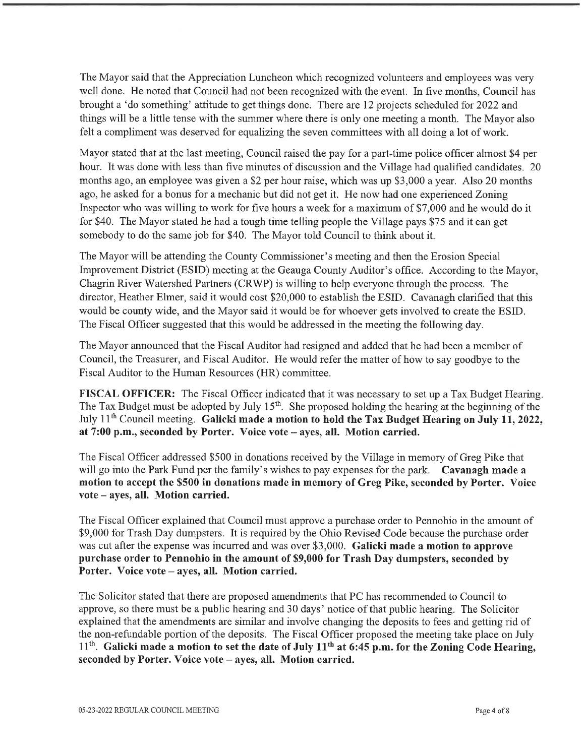The Mayor said that the Appreciation Luncheon which recognized volunteers and employees was very well done. He noted that Council had not been recognized with the event. In five months, Council has brought a 'do something' attitude to get things done. There are 12 projects scheduled for 2022 and things will be a little tense with the summer where there is only one meeting a month. The Mayor also felt a compliment was deserved for equalizing the seven committees with all doing a lot of work.

Mayor stated that at the last meeting, Council raised the pay for a part-time police officer almost $4 per hour. It was done with less than five minutes of discussion and the Village had qualified candidates. 20 months ago, an employee was given a $2 per hour raise, which was up $3,000 a year. Also 20 months ago, he asked for a bonus for a mechanic but did not get it. He now had one experienced Zoning Inspector who was willing to work for five hours a week for a maximum of $7,000 and he would do it for $40. The Mayor stated he had a tough time telling people the Village pays $75 and it can get somebody to do the same job for $40. The Mayor told Council to think about it.

The Mayor will be attending the County Commissioner's meeting and then the Erosion Special Improvement District (ESID) meeting at the Geauga County Auditor's office. According to the Mayor, Chagrin River Watershed Partners (CRWP) is willing to help everyone through the process. The director, Heather Elmer, said it would cost $20,000 to establish the ESID. Cavanagh clarified that this would be county wide, and the Mayor said it would be for whoever gets involved to create the ESID. The Fiscal Officer suggested that this would be addressed in the meeting the following day.

The Mayor announced that the Fiscal Auditor had resigned and added that he had been a member of Council, the Treasurer, and Fiscal Auditor. He would refer the matter of how to say goodbye to the Fiscal Auditor to the Human Resources (HR) committee.

**FISCAL OFFICER:** The Fiscal Officer indicated that it was necessary to set up a Tax Budget Hearing. The Tax Budget must be adopted by July 15th. She proposed holding the hearing at the beginning of the July 11th Council meeting. **Galicki made a motion to hold the Tax Budget Hearing on July 11, 2022, at 7:00 p.m., seconded by Porter. Voice vote – ayes, all. Motion carried.**

The Fiscal Officer addressed $500 in donations received by the Village in memory of Greg Pike that will go into the Park Fund per the family's wishes to pay expenses for the park. **Cavanagh made a motion to accept the $500 in donations made in memory of Greg Pike, seconded by Porter. Voice vote – ayes, all. Motion carried.**

The Fiscal Officer explained that Council must approve a purchase order to Pennohio in the amount of $9,000 for Trash Day dumpsters. It is required by the Ohio Revised Code because the purchase order was cut after the expense was incurred and was over $3,000. **Galicki made a motion to approve purchase order to Pennohio in the amount of $9,000 for Trash Day dumpsters, seconded by Porter. Voice vote – ayes, all. Motion carried.**

The Solicitor stated that there are proposed amendments that PC has recommended to Council to approve, so there must be a public hearing and 30 days' notice of that public hearing. The Solicitor explained that the amendments are similar and involve changing the deposits to fees and getting rid of the non-refundable portion of the deposits. The Fiscal Officer proposed the meeting take place on July 11th. **Galicki made a motion to set the date of July 11th at 6:45 p.m. for the Zoning Code Hearing, seconded by Porter. Voice vote – ayes, all. Motion carried.**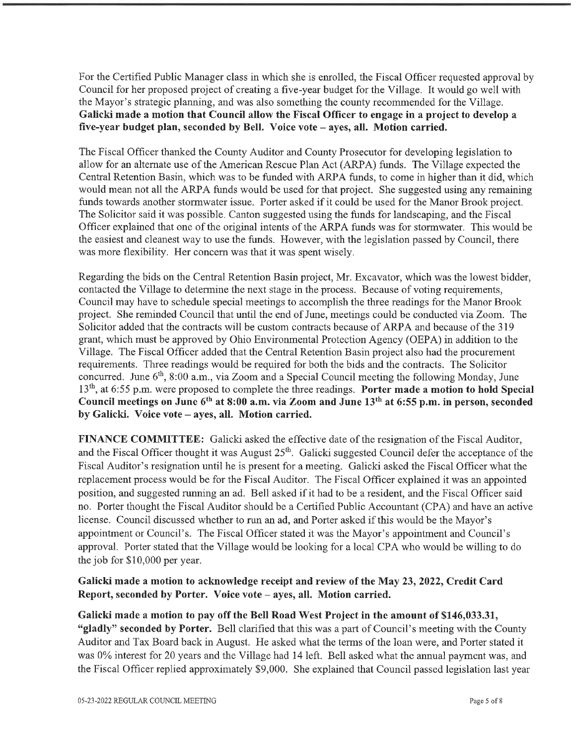For the Certified Public Manager class in which she is enrolled, the Fiscal Officer requested approval by Council for her proposed project of creating a five-year budget for the Village. It would go well with the Mayor's strategic planning, and was also something the county recommended for the Village. **Galicki made a motion that Council allow the Fiscal Officer to engage in a project to develop a five-year budget plan, seconded by Bell. Voice vote – ayes, all. Motion carried.**

The Fiscal Officer thanked the County Auditor and County Prosecutor for developing legislation to allow for an alternate use of the American Rescue Plan Act (ARPA) funds. The Village expected the Central Retention Basin, which was to be funded with ARPA funds, to come in higher than it did, which would mean not all the ARPA funds would be used for that project. She suggested using any remaining funds towards another stormwater issue. Porter asked if it could be used for the Manor Brook project. The Solicitor said it was possible. Canton suggested using the funds for landscaping, and the Fiscal Officer explained that one of the original intents of the ARPA funds was for stormwater. This would be the easiest and cleanest way to use the funds. However, with the legislation passed by Council, there was more flexibility. Her concern was that it was spent wisely.

Regarding the bids on the Central Retention Basin project, Mr. Excavator, which was the lowest bidder, contacted the Village to determine the next stage in the process. Because of voting requirements, Council may have to schedule special meetings to accomplish the three readings for the Manor Brook project. She reminded Council that until the end of June, meetings could be conducted via Zoom. The Solicitor added that the contracts will be custom contracts because of ARPA and because of the 319 grant, which must be approved by Ohio Environmental Protection Agency (OEPA) in addition to the Village. The Fiscal Officer added that the Central Retention Basin project also had the procurement requirements. Three readings would be required for both the bids and the contracts. The Solicitor concurred. June 6th, 8:00 a.m., via Zoom and a Special Council meeting the following Monday, June 13th, at 6:55 p.m. were proposed to complete the three readings. **Porter made a motion to hold Special Council meetings on June 6th at 8:00 a.m. via Zoom and June 13th at 6:55 p.m. in person, seconded by Galicki. Voice vote – ayes, all. Motion carried.**

**FINANCE COMMITTEE:** Galicki asked the effective date of the resignation of the Fiscal Auditor, and the Fiscal Officer thought it was August 25th. Galicki suggested Council defer the acceptance of the Fiscal Auditor's resignation until he is present for a meeting. Galicki asked the Fiscal Officer what the replacement process would be for the Fiscal Auditor. The Fiscal Officer explained it was an appointed position, and suggested running an ad. Bell asked if it had to be a resident, and the Fiscal Officer said no. Porter thought the Fiscal Auditor should be a Certified Public Accountant (CPA) and have an active license. Council discussed whether to run an ad, and Porter asked if this would be the Mayor's appointment or Council's. The Fiscal Officer stated it was the Mayor's appointment and Council's approval. Porter stated that the Village would be looking for a local CPA who would be willing to do the job for $10,000 per year.

**Galicki made a motion to acknowledge receipt and review of the May 23, 2022, Credit Card Report, seconded by Porter. Voice vote – ayes, all. Motion carried.**

**Galicki made a motion to pay off the Bell Road West Project in the amount of $146,033.31, "gladly" seconded by Porter.** Bell clarified that this was a part of Council's meeting with the County Auditor and Tax Board back in August. He asked what the terms of the loan were, and Porter stated it was 0% interest for 20 years and the Village had 14 left. Bell asked what the annual payment was, and the Fiscal Officer replied approximately $9,000. She explained that Council passed legislation last year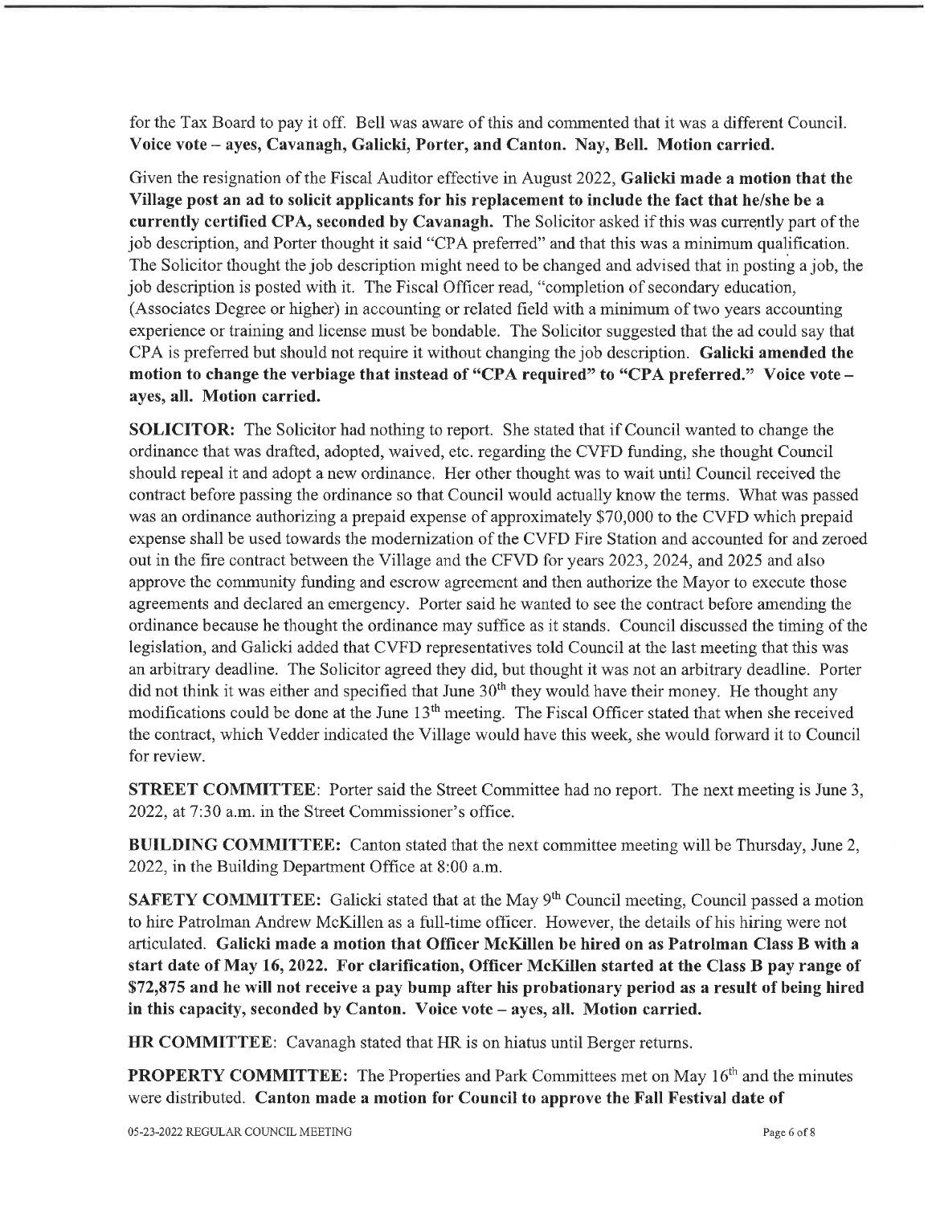for the Tax Board to pay it off. Bell was aware of this and commented that it was a different Council. **Voice vote – ayes, Cavanagh, Galicki, Porter, and Canton. Nay, Bell. Motion carried.**

Given the resignation of the Fiscal Auditor effective in August 2022, **Galicki made a motion that the Village post an ad to solicit applicants for his replacement to include the fact that he/she be a currently certified CPA, seconded by Cavanagh.** The Solicitor asked if this was currently part of the job description, and Porter thought it said "CPA preferred" and that this was a minimum qualification. The Solicitor thought the job description might need to be changed and advised that in posting a job, the job description is posted with it. The Fiscal Officer read, "completion of secondary education, (Associates Degree or higher) in accounting or related field with a minimum of two years accounting experience or training and license must be bondable. The Solicitor suggested that the ad could say that CPA is preferred but should not require it without changing the job description. **Galicki amended the motion to change the verbiage that instead of "CPA required" to "CPA preferred." Voice vote – ayes, all. Motion carried.**

**SOLICITOR:** The Solicitor had nothing to report. She stated that if Council wanted to change the ordinance that was drafted, adopted, waived, etc. regarding the CVFD funding, she thought Council should repeal it and adopt a new ordinance. Her other thought was to wait until Council received the contract before passing the ordinance so that Council would actually know the terms. What was passed was an ordinance authorizing a prepaid expense of approximately $70,000 to the CVFD which prepaid expense shall be used towards the modernization of the CVFD Fire Station and accounted for and zeroed out in the fire contract between the Village and the CFVD for years 2023, 2024, and 2025 and also approve the community funding and escrow agreement and then authorize the Mayor to execute those agreements and declared an emergency. Porter said he wanted to see the contract before amending the ordinance because he thought the ordinance may suffice as it stands. Council discussed the timing of the legislation, and Galicki added that CVFD representatives told Council at the last meeting that this was an arbitrary deadline. The Solicitor agreed they did, but thought it was not an arbitrary deadline. Porter did not think it was either and specified that June 30th they would have their money. He thought any modifications could be done at the June 13th meeting. The Fiscal Officer stated that when she received the contract, which Vedder indicated the Village would have this week, she would forward it to Council for review.

**STREET COMMITTEE**: Porter said the Street Committee had no report. The next meeting is June 3, 2022, at 7:30 a.m. in the Street Commissioner's office.

**BUILDING COMMITTEE:** Canton stated that the next committee meeting will be Thursday, June 2, 2022, in the Building Department Office at 8:00 a.m.

**SAFETY COMMITTEE:** Galicki stated that at the May 9th Council meeting, Council passed a motion to hire Patrolman Andrew McKillen as a full-time officer. However, the details of his hiring were not articulated. **Galicki made a motion that Officer McKillen be hired on as Patrolman Class B with a start date of May 16, 2022. For clarification, Officer McKillen started at the Class B pay range of $72,875 and he will not receive a pay bump after his probationary period as a result of being hired in this capacity, seconded by Canton. Voice vote – ayes, all. Motion carried.**

**HR COMMITTEE**: Cavanagh stated that HR is on hiatus until Berger returns.

**PROPERTY COMMITTEE:** The Properties and Park Committees met on May 16th and the minutes were distributed. **Canton made a motion for Council to approve the Fall Festival date of**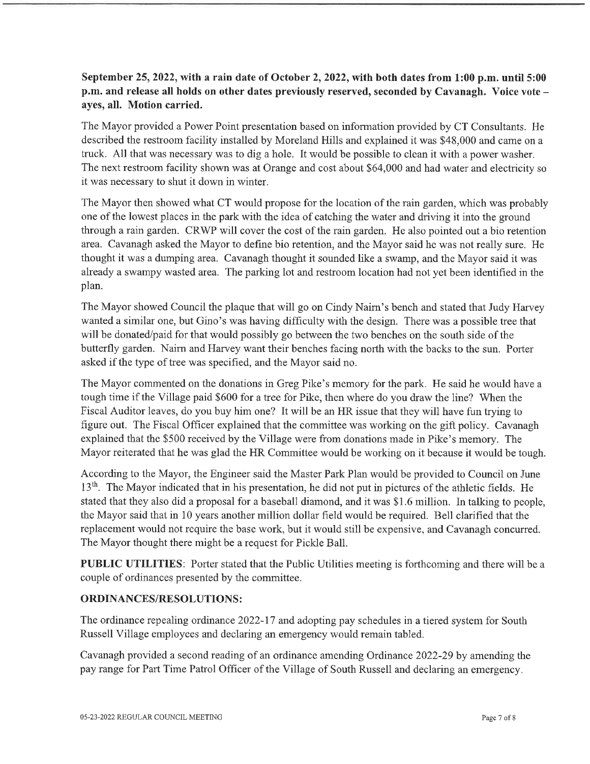**September 25, 2022, with a rain date of October 2, 2022, with both dates from 1:00 p.m. until 5:00 p.m. and release all holds on other dates previously reserved, seconded by Cavanagh. Voice vote – ayes, all. Motion carried.**

The Mayor provided a Power Point presentation based on information provided by CT Consultants. He described the restroom facility installed by Moreland Hills and explained it was $48,000 and came on a truck. All that was necessary was to dig a hole. It would be possible to clean it with a power washer. The next restroom facility shown was at Orange and cost about $64,000 and had water and electricity so it was necessary to shut it down in winter.

The Mayor then showed what CT would propose for the location of the rain garden, which was probably one of the lowest places in the park with the idea of catching the water and driving it into the ground through a rain garden. CRWP will cover the cost of the rain garden. He also pointed out a bio retention area. Cavanagh asked the Mayor to define bio retention, and the Mayor said he was not really sure. He thought it was a dumping area. Cavanagh thought it sounded like a swamp, and the Mayor said it was already a swampy wasted area. The parking lot and restroom location had not yet been identified in the plan.

The Mayor showed Council the plaque that will go on Cindy Nairn's bench and stated that Judy Harvey wanted a similar one, but Gino's was having difficulty with the design. There was a possible tree that will be donated/paid for that would possibly go between the two benches on the south side of the butterfly garden. Nairn and Harvey want their benches facing north with the backs to the sun. Porter asked if the type of tree was specified, and the Mayor said no.

The Mayor commented on the donations in Greg Pike's memory for the park. He said he would have a tough time if the Village paid $600 for a tree for Pike, then where do you draw the line? When the Fiscal Auditor leaves, do you buy him one? It will be an HR issue that they will have fun trying to figure out. The Fiscal Officer explained that the committee was working on the gift policy. Cavanagh explained that the $500 received by the Village were from donations made in Pike's memory. The Mayor reiterated that he was glad the HR Committee would be working on it because it would be tough.

According to the Mayor, the Engineer said the Master Park Plan would be provided to Council on June 13th. The Mayor indicated that in his presentation, he did not put in pictures of the athletic fields. He stated that they also did a proposal for a baseball diamond, and it was $1.6 million. In talking to people, the Mayor said that in 10 years another million dollar field would be required. Bell clarified that the replacement would not require the base work, but it would still be expensive, and Cavanagh concurred. The Mayor thought there might be a request for Pickle Ball.

**PUBLIC UTILITIES**: Porter stated that the Public Utilities meeting is forthcoming and there will be a couple of ordinances presented by the committee.

**ORDINANCES/RESOLUTIONS:**

The ordinance repealing ordinance 2022-17 and adopting pay schedules in a tiered system for South Russell Village employees and declaring an emergency would remain tabled.

Cavanagh provided a second reading of an ordinance amending Ordinance 2022-29 by amending the pay range for Part Time Patrol Officer of the Village of South Russell and declaring an emergency.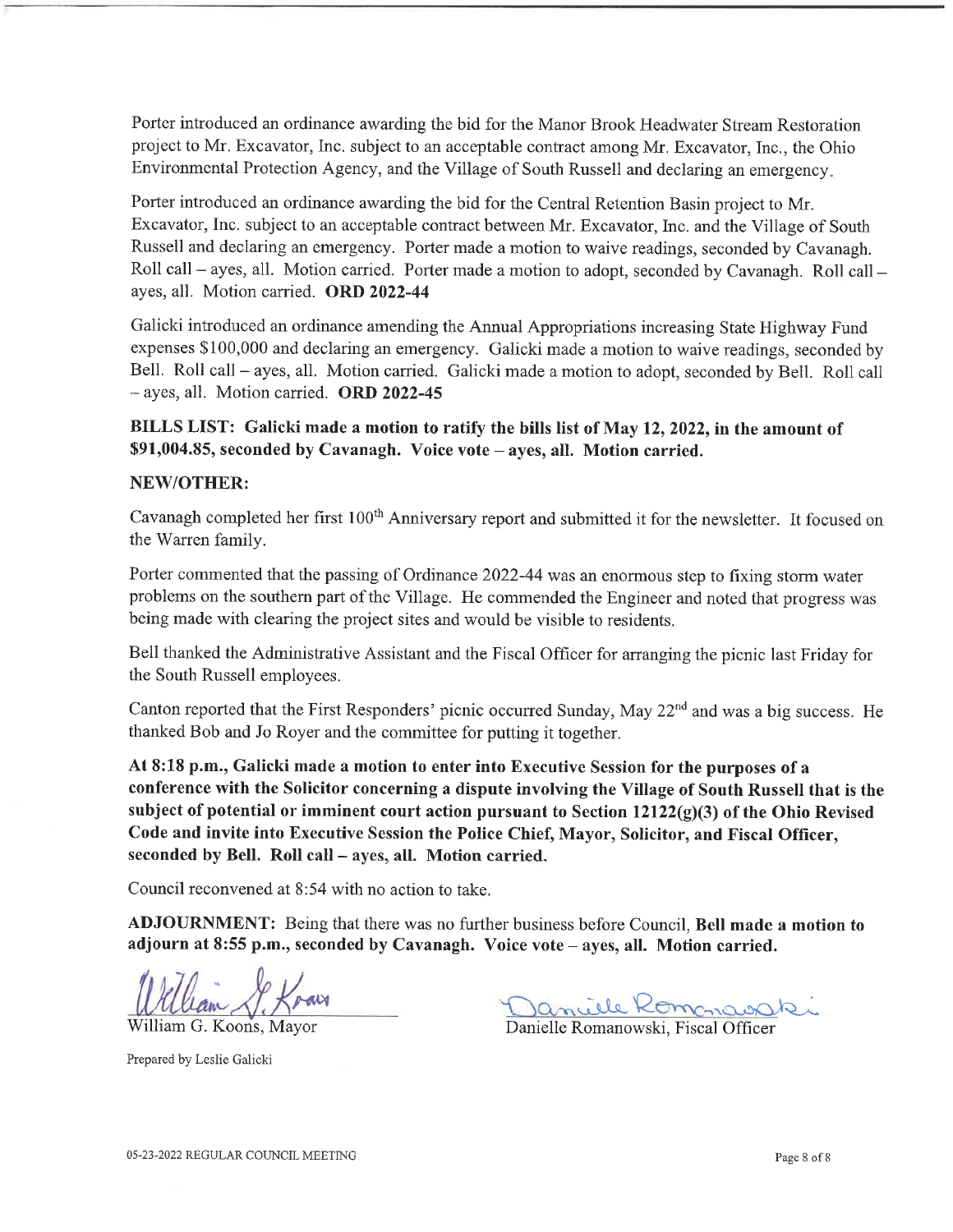Porter introduced an ordinance awarding the bid for the Manor Brook Headwater Stream Restoration project to Mr. Excavator, Inc. subject to an acceptable contract among Mr. Excavator, Inc., the Ohio Environmental Protection Agency, and the Village of South Russell and declaring an emergency.

Porter introduced an ordinance awarding the bid for the Central Retention Basin project to Mr. Excavator, Inc. subject to an acceptable contract between Mr. Excavator, Inc. and the Village of South Russell and declaring an emergency. Porter made a motion to waive readings, seconded by Cavanagh. Roll call – ayes, all. Motion carried. Porter made a motion to adopt, seconded by Cavanagh. Roll call – ayes, all. Motion carried. **ORD 2022-44**

Galicki introduced an ordinance amending the Annual Appropriations increasing State Highway Fund expenses $100,000 and declaring an emergency. Galicki made a motion to waive readings, seconded by Bell. Roll call – ayes, all. Motion carried. Galicki made a motion to adopt, seconded by Bell. Roll call – ayes, all. Motion carried. **ORD 2022-45**

**BILLS LIST: Galicki made a motion to ratify the bills list of May 12, 2022, in the amount of $91,004.85, seconded by Cavanagh. Voice vote – ayes, all. Motion carried.**

**NEW/OTHER:**

Cavanagh completed her first 100th Anniversary report and submitted it for the newsletter. It focused on the Warren family.

Porter commented that the passing of Ordinance 2022-44 was an enormous step to fixing storm water problems on the southern part of the Village. He commended the Engineer and noted that progress was being made with clearing the project sites and would be visible to residents.

Bell thanked the Administrative Assistant and the Fiscal Officer for arranging the picnic last Friday for the South Russell employees.

Canton reported that the First Responders' picnic occurred Sunday, May 22nd and was a big success. He thanked Bob and Jo Royer and the committee for putting it together.

**At 8:18 p.m., Galicki made a motion to enter into Executive Session for the purposes of a conference with the Solicitor concerning a dispute involving the Village of South Russell that is the subject of potential or imminent court action pursuant to Section 12122(g)(3) of the Ohio Revised Code and invite into Executive Session the Police Chief, Mayor, Solicitor, and Fiscal Officer, seconded by Bell. Roll call – ayes, all. Motion carried.**

Council reconvened at 8:54 with no action to take.

**ADJOURNMENT:** Being that there was no further business before Council, **Bell made a motion to adjourn at 8:55 p.m., seconded by Cavanagh. Voice vote – ayes, all. Motion carried.**

William G. Koons, Mayor

Danielle Romanowski, Fiscal Officer

Prepared by Leslie Galicki